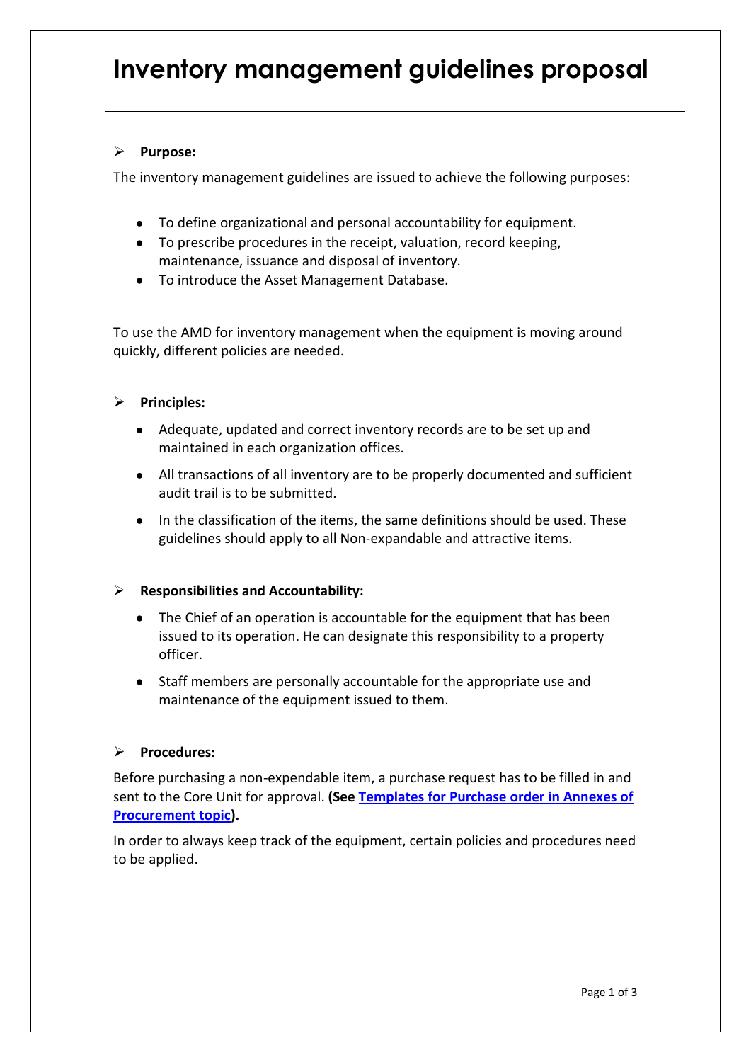# Inventory management guidelines proposal

- **Purpose:**

The inventory management guidelines are issued to achieve the following purposes:

- To define organizational and personal accountability for equipment.
- To prescribe procedures in the receipt, valuation, record keeping, maintenance, issuance and disposal of inventory.
- To introduce the Asset Management Database.

To use the AMD for inventory management when the equipment is moving around quickly, different policies are needed.

- **Principles:**
  - Adequate, updated and correct inventory records are to be set up and maintained in each organization offices.
  - All transactions of all inventory are to be properly documented and sufficient audit trail is to be submitted.
  - In the classification of the items, the same definitions should be used. These guidelines should apply to all Non-expandable and attractive items.

- **Responsibilities and Accountability:**
  - The Chief of an operation is accountable for the equipment that has been issued to its operation. He can designate this responsibility to a property officer.
  - Staff members are personally accountable for the appropriate use and maintenance of the equipment issued to them.

- **Procedures:**

Before purchasing a non-expendable item, a purchase request has to be filled in and sent to the Core Unit for approval. **(See Templates for Purchase order in Annexes of Procurement topic).**

In order to always keep track of the equipment, certain policies and procedures need to be applied.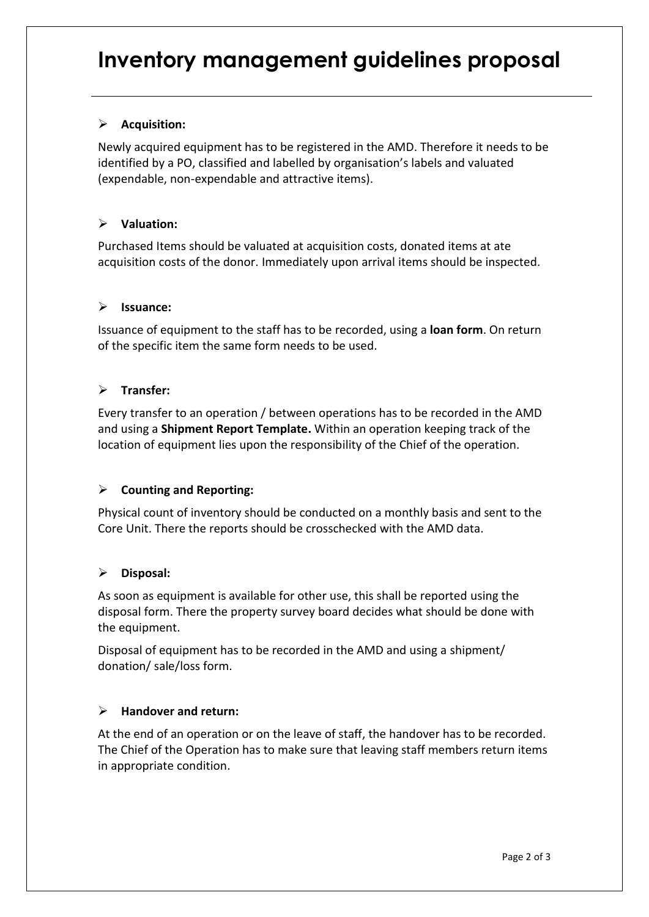# Inventory management guidelines proposal

- **Acquisition:**

Newly acquired equipment has to be registered in the AMD. Therefore it needs to be identified by a PO, classified and labelled by organisation's labels and valuated (expendable, non-expendable and attractive items).

- **Valuation:**

Purchased Items should be valuated at acquisition costs, donated items at ate acquisition costs of the donor. Immediately upon arrival items should be inspected.

- **Issuance:**

Issuance of equipment to the staff has to be recorded, using a **loan form**. On return of the specific item the same form needs to be used.

- **Transfer:**

Every transfer to an operation / between operations has to be recorded in the AMD and using a **Shipment Report Template.** Within an operation keeping track of the location of equipment lies upon the responsibility of the Chief of the operation.

- **Counting and Reporting:**

Physical count of inventory should be conducted on a monthly basis and sent to the Core Unit. There the reports should be crosschecked with the AMD data.

- **Disposal:**

As soon as equipment is available for other use, this shall be reported using the disposal form. There the property survey board decides what should be done with the equipment.

Disposal of equipment has to be recorded in the AMD and using a shipment/ donation/ sale/loss form.

- **Handover and return:**

At the end of an operation or on the leave of staff, the handover has to be recorded. The Chief of the Operation has to make sure that leaving staff members return items in appropriate condition.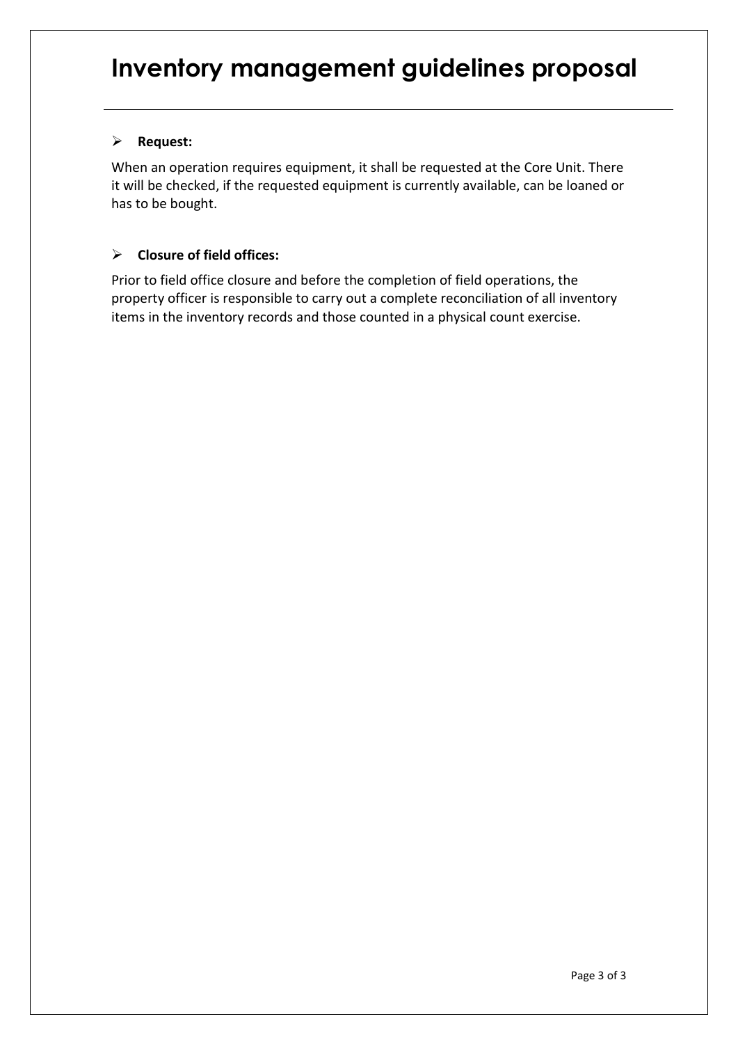# Inventory management guidelines proposal

- **Request:**

When an operation requires equipment, it shall be requested at the Core Unit. There it will be checked, if the requested equipment is currently available, can be loaned or has to be bought.

- **Closure of field offices:**

Prior to field office closure and before the completion of field operations, the property officer is responsible to carry out a complete reconciliation of all inventory items in the inventory records and those counted in a physical count exercise.